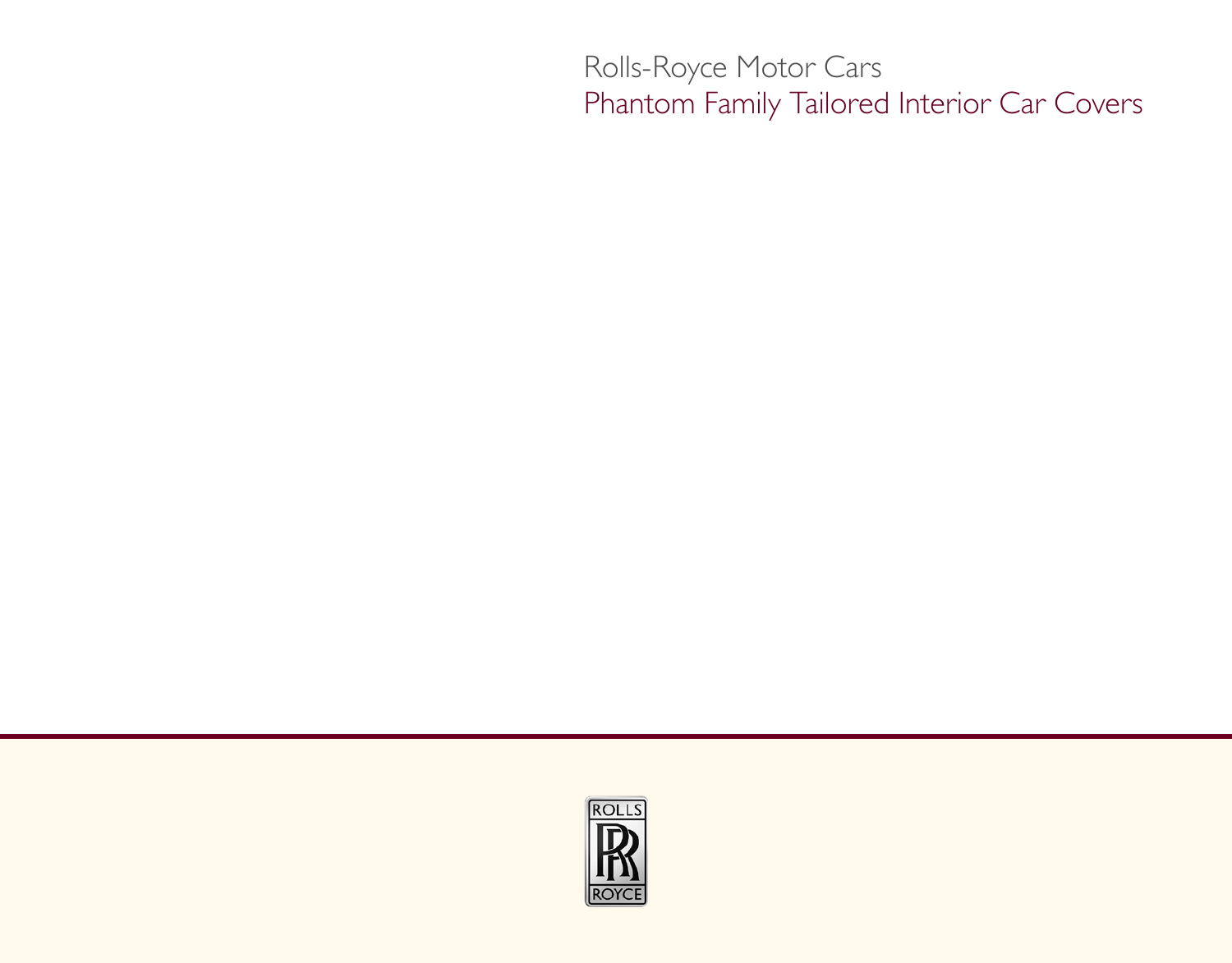Rolls-Royce Motor Cars

# Phantom Family Tailored Interior Car Covers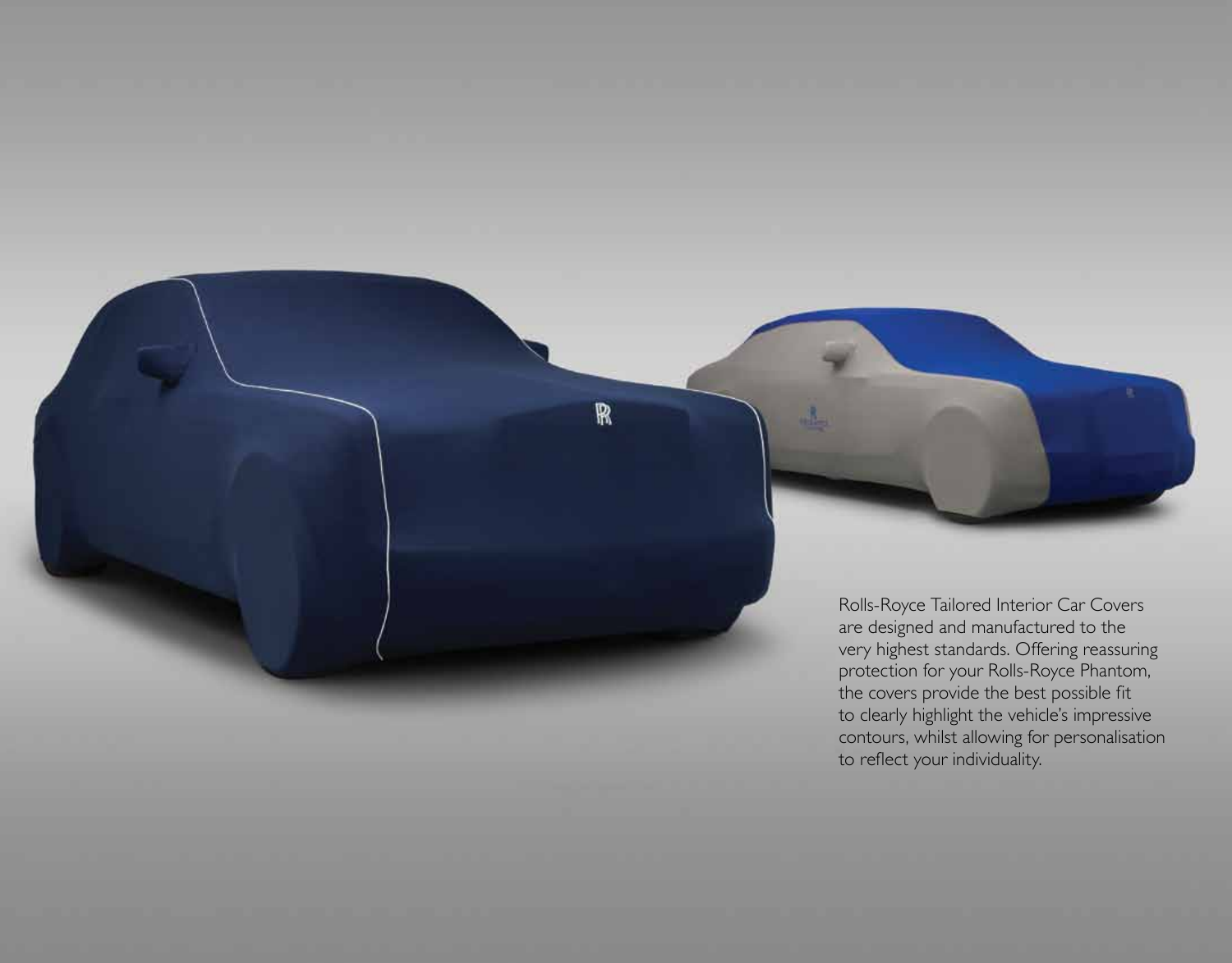Rolls-Royce Tailored Interior Car Covers are designed and manufactured to the very highest standards. Offering reassuring protection for your Rolls-Royce Phantom, the covers provide the best possible fit to clearly highlight the vehicle's impressive contours, whilst allowing for personalisation to reflect your individuality.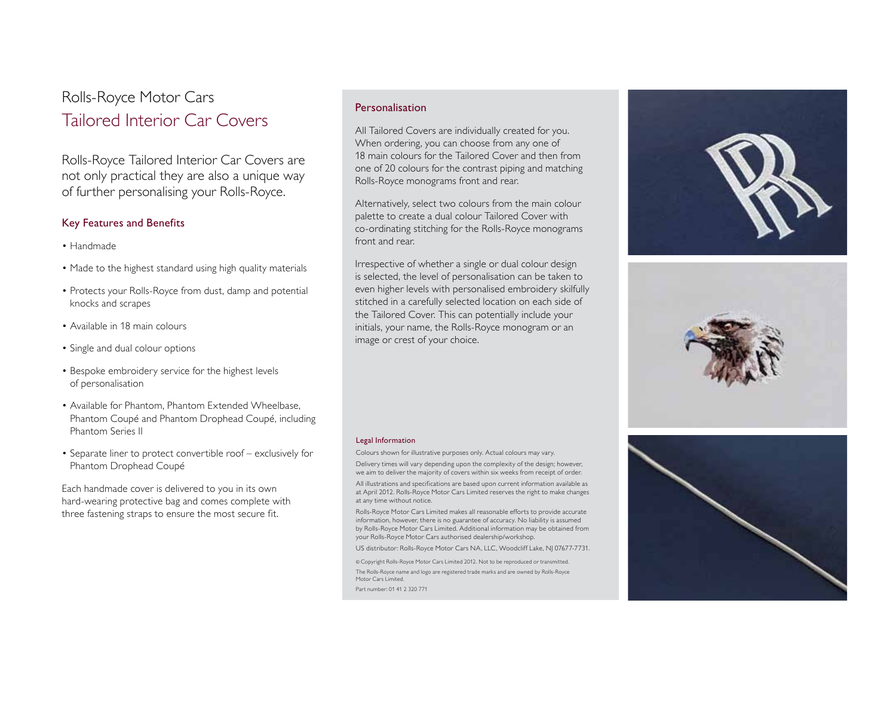# Rolls-Royce Motor Cars

## Tailored Interior Car Covers

Rolls-Royce Tailored Interior Car Covers are not only practical they are also a unique way of further personalising your Rolls-Royce.

### Key Features and Benefits

- Handmade
- Made to the highest standard using high quality materials
- Protects your Rolls-Royce from dust, damp and potential knocks and scrapes
- Available in 18 main colours
- Single and dual colour options
- Bespoke embroidery service for the highest levels of personalisation
- Available for Phantom, Phantom Extended Wheelbase, Phantom Coupé and Phantom Drophead Coupé, including Phantom Series II
- Separate liner to protect convertible roof – exclusively for Phantom Drophead Coupé

Each handmade cover is delivered to you in its own hard-wearing protective bag and comes complete with three fastening straps to ensure the most secure fit.

### Personalisation

All Tailored Covers are individually created for you. When ordering, you can choose from any one of 18 main colours for the Tailored Cover and then from one of 20 colours for the contrast piping and matching Rolls-Royce monograms front and rear.

Alternatively, select two colours from the main colour palette to create a dual colour Tailored Cover with co-ordinating stitching for the Rolls-Royce monograms front and rear.

Irrespective of whether a single or dual colour design is selected, the level of personalisation can be taken to even higher levels with personalised embroidery skilfully stitched in a carefully selected location on each side of the Tailored Cover. This can potentially include your initials, your name, the Rolls-Royce monogram or an image or crest of your choice.

#### Legal Information

Colours shown for illustrative purposes only. Actual colours may vary.

Delivery times will vary depending upon the complexity of the design; however, we aim to deliver the majority of covers within six weeks from receipt of order.

All illustrations and specifications are based upon current information available as at April 2012. Rolls-Royce Motor Cars Limited reserves the right to make changes at any time without notice.

Rolls-Royce Motor Cars Limited makes all reasonable efforts to provide accurate information, however, there is no guarantee of accuracy. No liability is assumed by Rolls-Royce Motor Cars Limited. Additional information may be obtained from your Rolls-Royce Motor Cars authorised dealership/workshop.

US distributor: Rolls-Royce Motor Cars NA, LLC, Woodcliff Lake, NJ 07677-7731.

© Copyright Rolls-Royce Motor Cars Limited 2012. Not to be reproduced or transmitted.

The Rolls-Royce name and logo are registered trade marks and are owned by Rolls-Royce Motor Cars Limited.

Part number: 01 41 2 320 771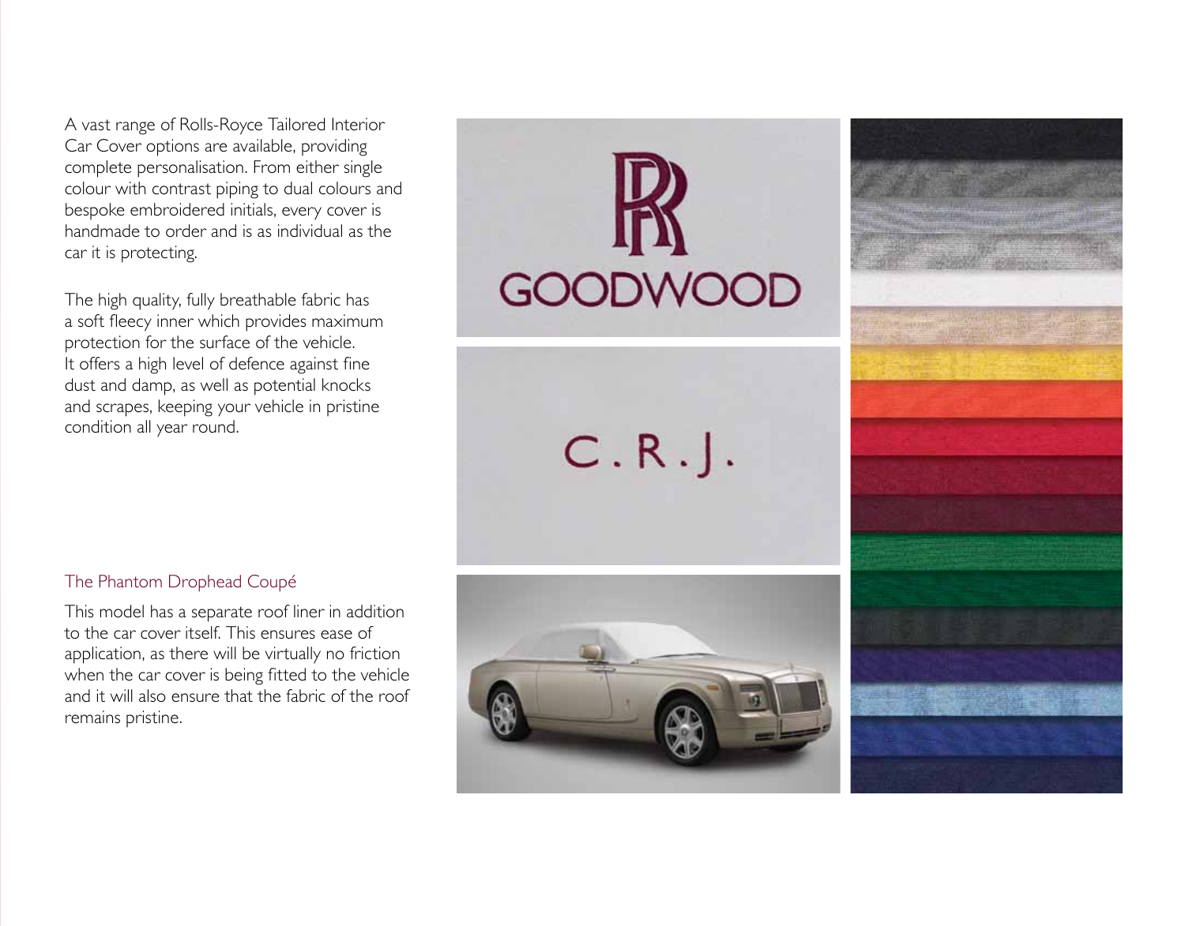A vast range of Rolls-Royce Tailored Interior Car Cover options are available, providing complete personalisation. From either single colour with contrast piping to dual colours and bespoke embroidered initials, every cover is handmade to order and is as individual as the car it is protecting.

The high quality, fully breathable fabric has a soft fleecy inner which provides maximum protection for the surface of the vehicle. It offers a high level of defence against fine dust and damp, as well as potential knocks and scrapes, keeping your vehicle in pristine condition all year round.

### The Phantom Drophead Coupé

This model has a separate roof liner in addition to the car cover itself. This ensures ease of application, as there will be virtually no friction when the car cover is being fitted to the vehicle and it will also ensure that the fabric of the roof remains pristine.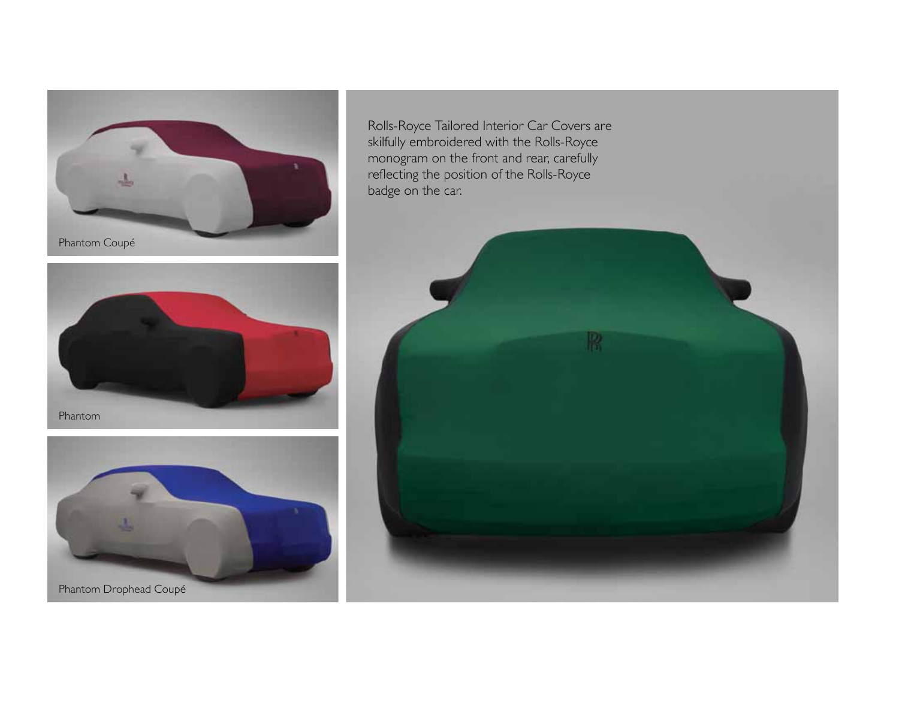Phantom Coupé

Phantom

Phantom Drophead Coupé

Rolls-Royce Tailored Interior Car Covers are skilfully embroidered with the Rolls-Royce monogram on the front and rear, carefully reflecting the position of the Rolls-Royce badge on the car.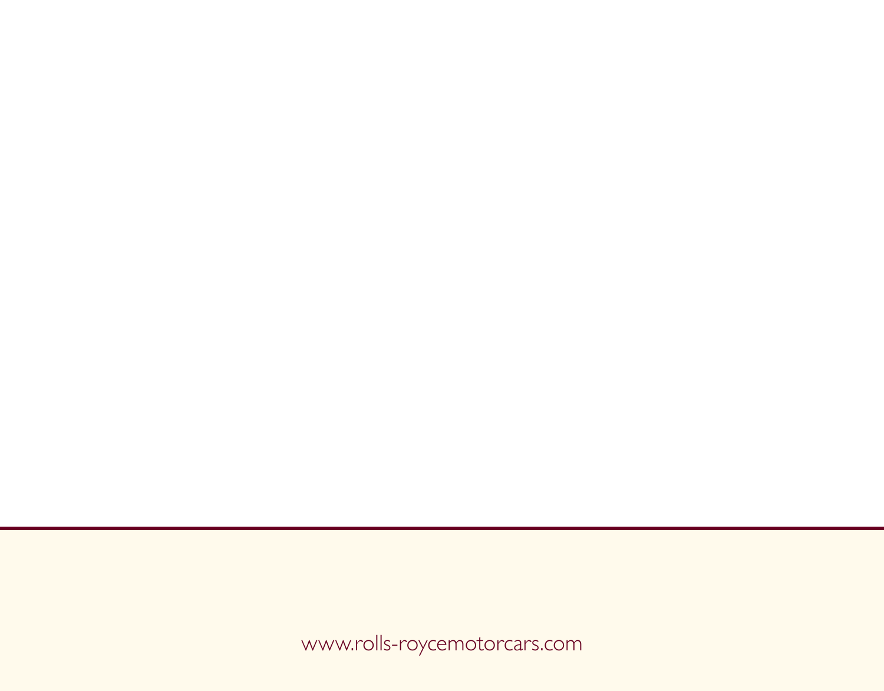www.rolls-roycemotorcars.com